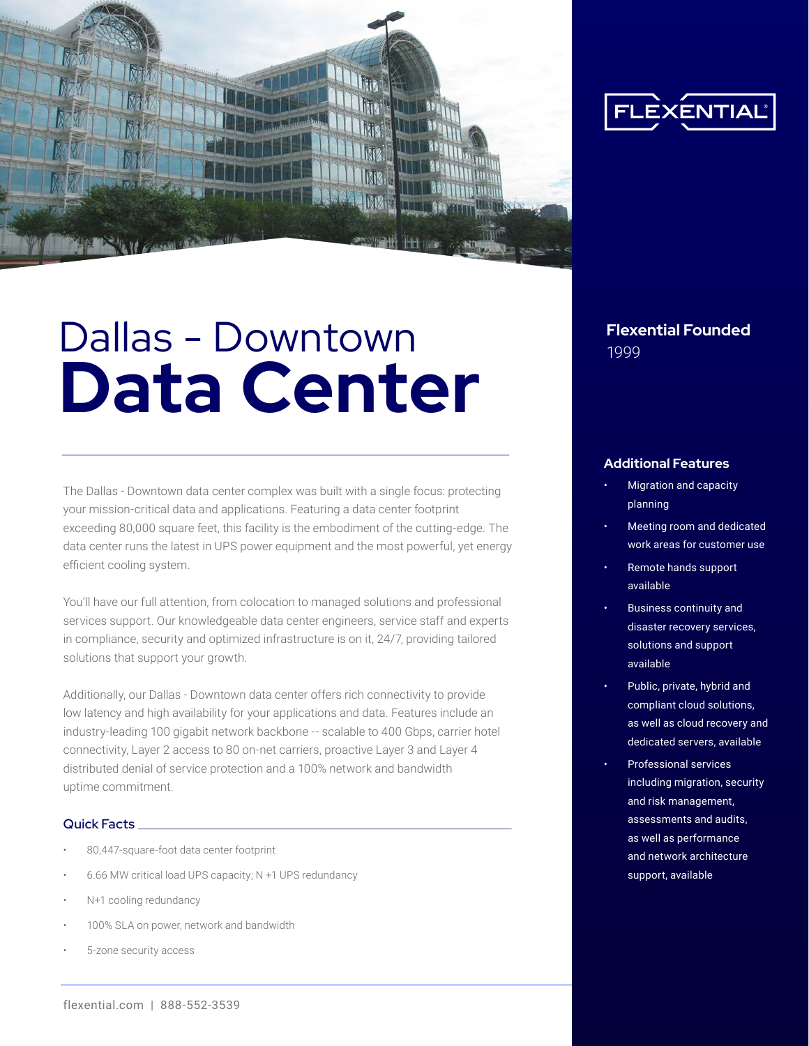FLEXENTIAL

# Dallas – Downtown Data Center

The Dallas - Downtown data center complex was built with a single focus: protecting your mission-critical data and applications. Featuring a data center footprint exceeding 80,000 square feet, this facility is the embodiment of the cutting-edge. The data center runs the latest in UPS power equipment and the most powerful, yet energy efficient cooling system.

You'll have our full attention, from colocation to managed solutions and professional services support. Our knowledgeable data center engineers, service staff and experts in compliance, security and optimized infrastructure is on it, 24/7, providing tailored solutions that support your growth.

Additionally, our Dallas - Downtown data center offers rich connectivity to provide low latency and high availability for your applications and data. Features include an industry-leading 100 gigabit network backbone -- scalable to 400 Gbps, carrier hotel connectivity, Layer 2 access to 80 on-net carriers, proactive Layer 3 and Layer 4 distributed denial of service protection and a 100% network and bandwidth uptime commitment.

## Quick Facts

- 80,447-square-foot data center footprint
- 6.66 MW critical load UPS capacity; N +1 UPS redundancy
- N+1 cooling redundancy
- 100% SLA on power, network and bandwidth
- 5-zone security access

## Flexential Founded

1999

## Additional Features

- Migration and capacity planning
- Meeting room and dedicated work areas for customer use
- Remote hands support available
- Business continuity and disaster recovery services, solutions and support available
- Public, private, hybrid and compliant cloud solutions, as well as cloud recovery and dedicated servers, available
- Professional services including migration, security and risk management, assessments and audits, as well as performance and network architecture support, available

flexential.com | 888-552-3539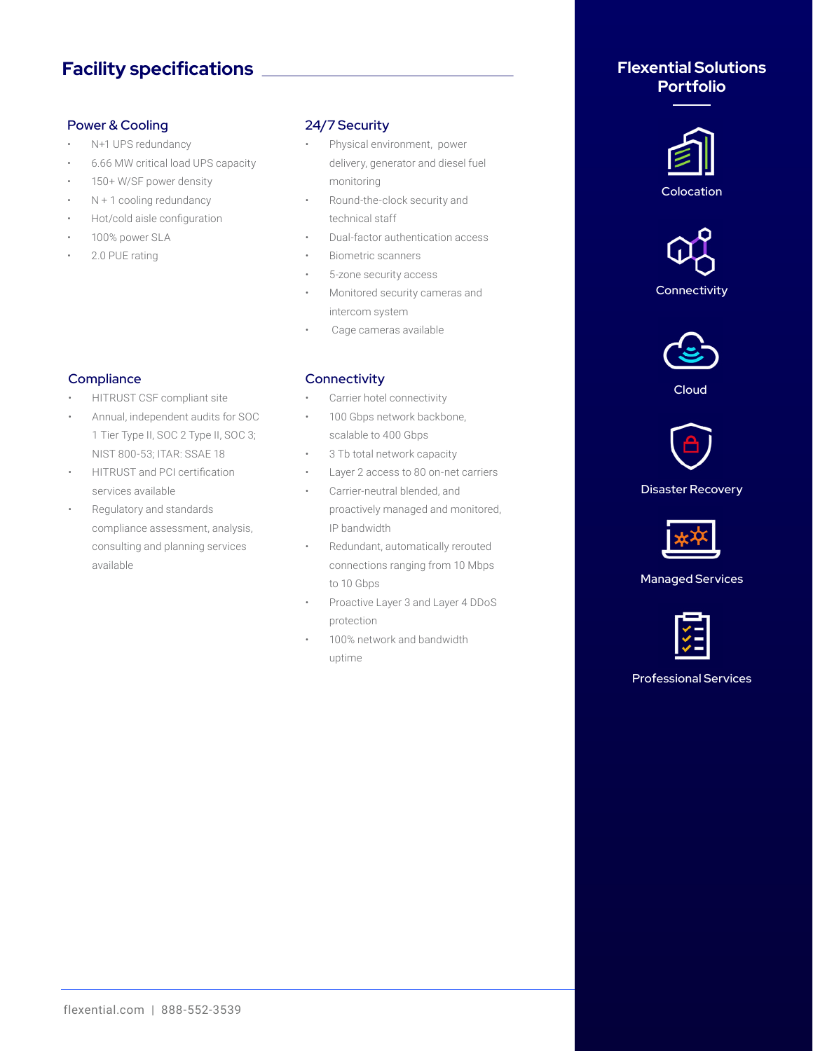## Facility specifications

### Power & Cooling

- N+1 UPS redundancy
- 6.66 MW critical load UPS capacity
- 150+ W/SF power density
- N + 1 cooling redundancy
- Hot/cold aisle configuration
- 100% power SLA
- 2.0 PUE rating

### 24/7 Security

- Physical environment, power delivery, generator and diesel fuel monitoring
- Round-the-clock security and technical staff
- Dual-factor authentication access
- Biometric scanners
- 5-zone security access
- Monitored security cameras and intercom system
- Cage cameras available

### Compliance

- HITRUST CSF compliant site
- Annual, independent audits for SOC 1 Tier Type II, SOC 2 Type II, SOC 3; NIST 800-53; ITAR: SSAE 18
- HITRUST and PCI certification services available
- Regulatory and standards compliance assessment, analysis, consulting and planning services available

### Connectivity

- Carrier hotel connectivity
- 100 Gbps network backbone, scalable to 400 Gbps
- 3 Tb total network capacity
- Layer 2 access to 80 on-net carriers
- Carrier-neutral blended, and proactively managed and monitored, IP bandwidth
- Redundant, automatically rerouted connections ranging from 10 Mbps to 10 Gbps
- Proactive Layer 3 and Layer 4 DDoS protection
- 100% network and bandwidth uptime

## Flexential Solutions Portfolio

- Colocation
- Connectivity
- Cloud
- Disaster Recovery
- Managed Services
- Professional Services

flexential.com | 888-552-3539